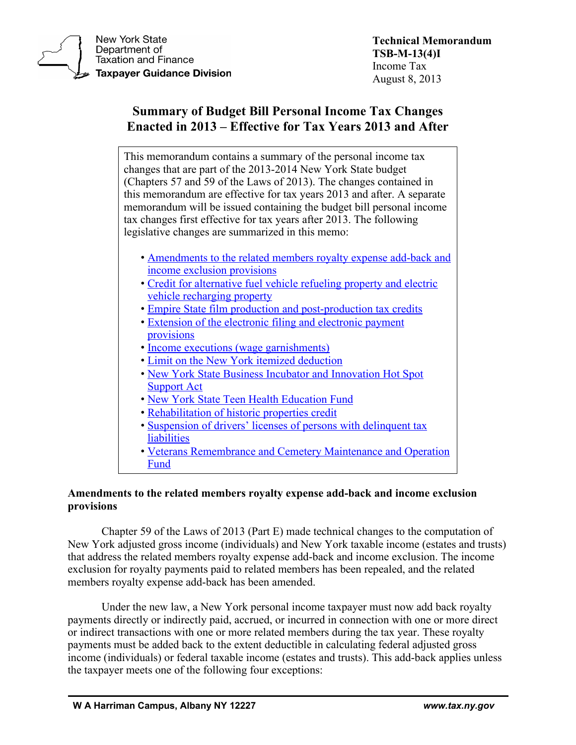New York State Department of Taxation and Finance
**Taxpayer Guidance Division**

**Technical Memorandum**
**TSB-M-13(4)I**
Income Tax
August 8, 2013

# Summary of Budget Bill Personal Income Tax Changes Enacted in 2013 – Effective for Tax Years 2013 and After

This memorandum contains a summary of the personal income tax changes that are part of the 2013-2014 New York State budget (Chapters 57 and 59 of the Laws of 2013). The changes contained in this memorandum are effective for tax years 2013 and after. A separate memorandum will be issued containing the budget bill personal income tax changes first effective for tax years after 2013. The following legislative changes are summarized in this memo:

- Amendments to the related members royalty expense add-back and income exclusion provisions
- Credit for alternative fuel vehicle refueling property and electric vehicle recharging property
- Empire State film production and post-production tax credits
- Extension of the electronic filing and electronic payment provisions
- Income executions (wage garnishments)
- Limit on the New York itemized deduction
- New York State Business Incubator and Innovation Hot Spot Support Act
- New York State Teen Health Education Fund
- Rehabilitation of historic properties credit
- Suspension of drivers' licenses of persons with delinquent tax liabilities
- Veterans Remembrance and Cemetery Maintenance and Operation Fund

## Amendments to the related members royalty expense add-back and income exclusion provisions

Chapter 59 of the Laws of 2013 (Part E) made technical changes to the computation of New York adjusted gross income (individuals) and New York taxable income (estates and trusts) that address the related members royalty expense add-back and income exclusion. The income exclusion for royalty payments paid to related members has been repealed, and the related members royalty expense add-back has been amended.

Under the new law, a New York personal income taxpayer must now add back royalty payments directly or indirectly paid, accrued, or incurred in connection with one or more direct or indirect transactions with one or more related members during the tax year. These royalty payments must be added back to the extent deductible in calculating federal adjusted gross income (individuals) or federal taxable income (estates and trusts). This add-back applies unless the taxpayer meets one of the following four exceptions: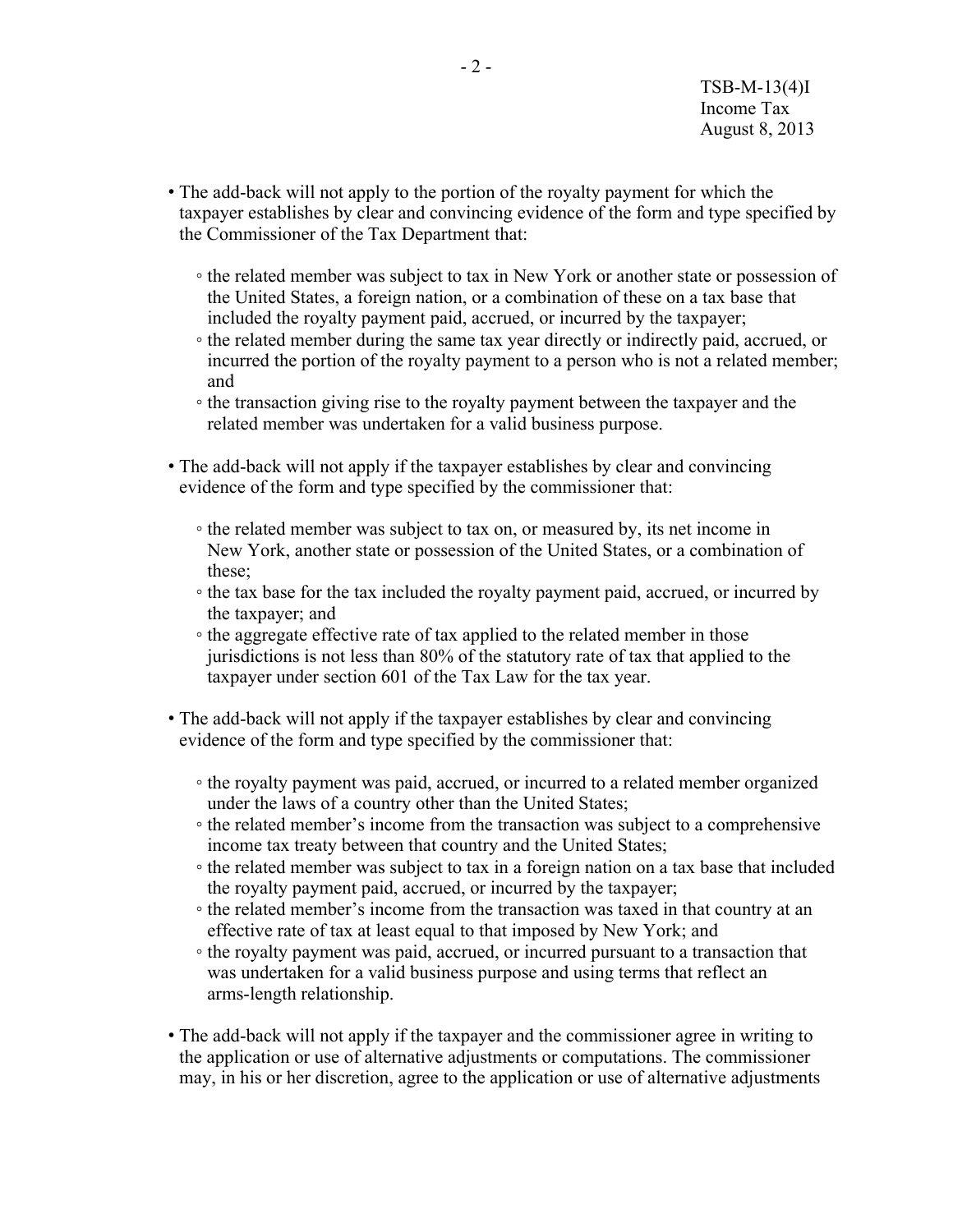- The add-back will not apply to the portion of the royalty payment for which the taxpayer establishes by clear and convincing evidence of the form and type specified by the Commissioner of the Tax Department that:
  - the related member was subject to tax in New York or another state or possession of the United States, a foreign nation, or a combination of these on a tax base that included the royalty payment paid, accrued, or incurred by the taxpayer;
  - the related member during the same tax year directly or indirectly paid, accrued, or incurred the portion of the royalty payment to a person who is not a related member; and
  - the transaction giving rise to the royalty payment between the taxpayer and the related member was undertaken for a valid business purpose.

- The add-back will not apply if the taxpayer establishes by clear and convincing evidence of the form and type specified by the commissioner that:
  - the related member was subject to tax on, or measured by, its net income in New York, another state or possession of the United States, or a combination of these;
  - the tax base for the tax included the royalty payment paid, accrued, or incurred by the taxpayer; and
  - the aggregate effective rate of tax applied to the related member in those jurisdictions is not less than 80% of the statutory rate of tax that applied to the taxpayer under section 601 of the Tax Law for the tax year.

- The add-back will not apply if the taxpayer establishes by clear and convincing evidence of the form and type specified by the commissioner that:
  - the royalty payment was paid, accrued, or incurred to a related member organized under the laws of a country other than the United States;
  - the related member's income from the transaction was subject to a comprehensive income tax treaty between that country and the United States;
  - the related member was subject to tax in a foreign nation on a tax base that included the royalty payment paid, accrued, or incurred by the taxpayer;
  - the related member's income from the transaction was taxed in that country at an effective rate of tax at least equal to that imposed by New York; and
  - the royalty payment was paid, accrued, or incurred pursuant to a transaction that was undertaken for a valid business purpose and using terms that reflect an arms-length relationship.

- The add-back will not apply if the taxpayer and the commissioner agree in writing to the application or use of alternative adjustments or computations. The commissioner may, in his or her discretion, agree to the application or use of alternative adjustments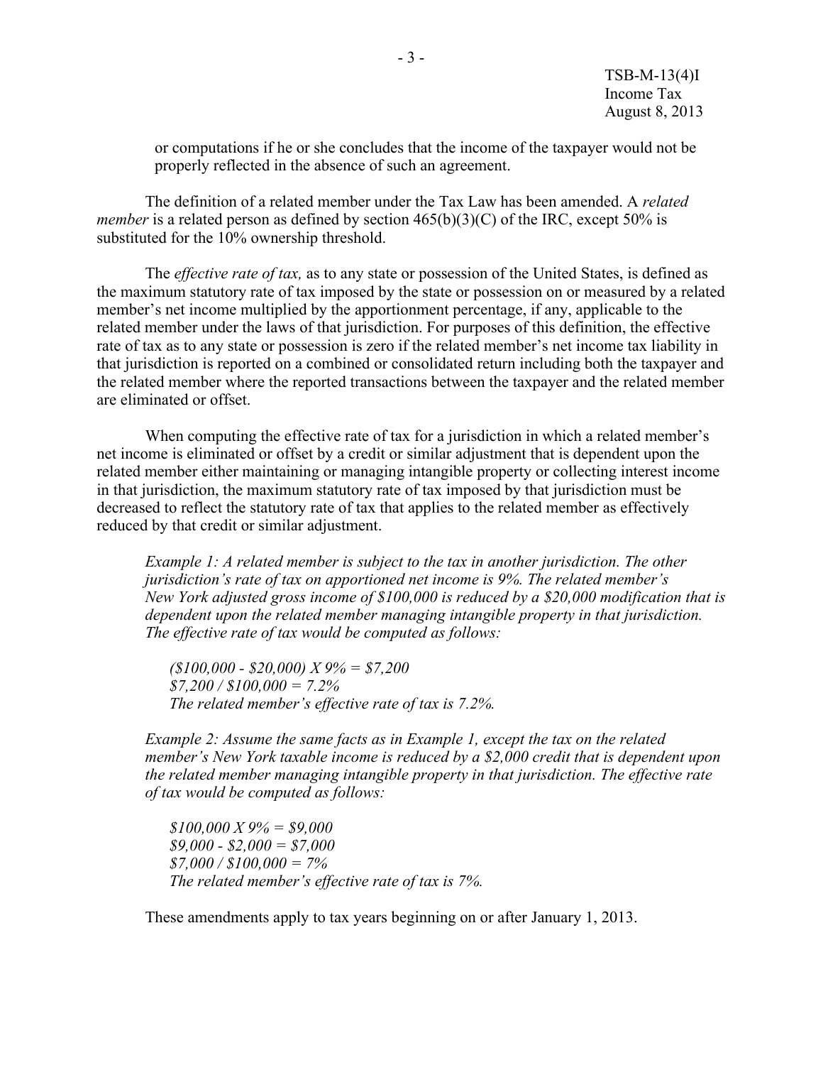or computations if he or she concludes that the income of the taxpayer would not be properly reflected in the absence of such an agreement.

The definition of a related member under the Tax Law has been amended. A *related member* is a related person as defined by section 465(b)(3)(C) of the IRC, except 50% is substituted for the 10% ownership threshold.

The *effective rate of tax,* as to any state or possession of the United States, is defined as the maximum statutory rate of tax imposed by the state or possession on or measured by a related member's net income multiplied by the apportionment percentage, if any, applicable to the related member under the laws of that jurisdiction. For purposes of this definition, the effective rate of tax as to any state or possession is zero if the related member's net income tax liability in that jurisdiction is reported on a combined or consolidated return including both the taxpayer and the related member where the reported transactions between the taxpayer and the related member are eliminated or offset.

When computing the effective rate of tax for a jurisdiction in which a related member's net income is eliminated or offset by a credit or similar adjustment that is dependent upon the related member either maintaining or managing intangible property or collecting interest income in that jurisdiction, the maximum statutory rate of tax imposed by that jurisdiction must be decreased to reflect the statutory rate of tax that applies to the related member as effectively reduced by that credit or similar adjustment.

*Example 1: A related member is subject to the tax in another jurisdiction. The other jurisdiction's rate of tax on apportioned net income is 9%. The related member's New York adjusted gross income of $100,000 is reduced by a $20,000 modification that is dependent upon the related member managing intangible property in that jurisdiction. The effective rate of tax would be computed as follows:*

*($100,000 - $20,000) X 9% = $7,200*
*$7,200 / $100,000 = 7.2%*
*The related member's effective rate of tax is 7.2%.*

*Example 2: Assume the same facts as in Example 1, except the tax on the related member's New York taxable income is reduced by a $2,000 credit that is dependent upon the related member managing intangible property in that jurisdiction. The effective rate of tax would be computed as follows:*

*$100,000 X 9% = $9,000*
*$9,000 - $2,000 = $7,000*
*$7,000 / $100,000 = 7%*
*The related member's effective rate of tax is 7%.*

These amendments apply to tax years beginning on or after January 1, 2013.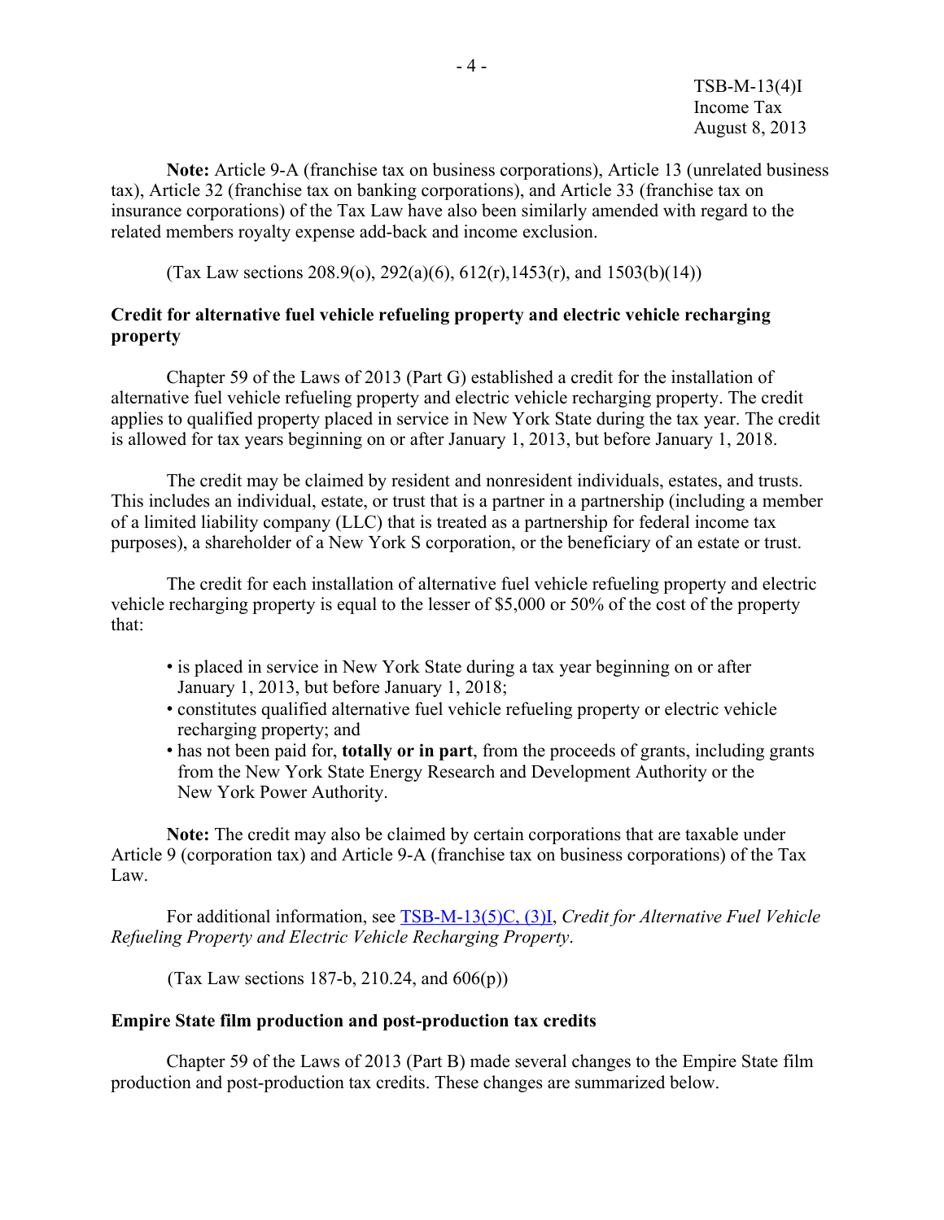**Note:** Article 9-A (franchise tax on business corporations), Article 13 (unrelated business tax), Article 32 (franchise tax on banking corporations), and Article 33 (franchise tax on insurance corporations) of the Tax Law have also been similarly amended with regard to the related members royalty expense add-back and income exclusion.

(Tax Law sections 208.9(o), 292(a)(6), 612(r),1453(r), and 1503(b)(14))

**Credit for alternative fuel vehicle refueling property and electric vehicle recharging property**

Chapter 59 of the Laws of 2013 (Part G) established a credit for the installation of alternative fuel vehicle refueling property and electric vehicle recharging property. The credit applies to qualified property placed in service in New York State during the tax year. The credit is allowed for tax years beginning on or after January 1, 2013, but before January 1, 2018.

The credit may be claimed by resident and nonresident individuals, estates, and trusts. This includes an individual, estate, or trust that is a partner in a partnership (including a member of a limited liability company (LLC) that is treated as a partnership for federal income tax purposes), a shareholder of a New York S corporation, or the beneficiary of an estate or trust.

The credit for each installation of alternative fuel vehicle refueling property and electric vehicle recharging property is equal to the lesser of $5,000 or 50% of the cost of the property that:

- is placed in service in New York State during a tax year beginning on or after January 1, 2013, but before January 1, 2018;
- constitutes qualified alternative fuel vehicle refueling property or electric vehicle recharging property; and
- has not been paid for, **totally or in part**, from the proceeds of grants, including grants from the New York State Energy Research and Development Authority or the New York Power Authority.

**Note:** The credit may also be claimed by certain corporations that are taxable under Article 9 (corporation tax) and Article 9-A (franchise tax on business corporations) of the Tax Law.

For additional information, see TSB-M-13(5)C, (3)I, *Credit for Alternative Fuel Vehicle Refueling Property and Electric Vehicle Recharging Property*.

(Tax Law sections 187-b, 210.24, and 606(p))

**Empire State film production and post-production tax credits**

Chapter 59 of the Laws of 2013 (Part B) made several changes to the Empire State film production and post-production tax credits. These changes are summarized below.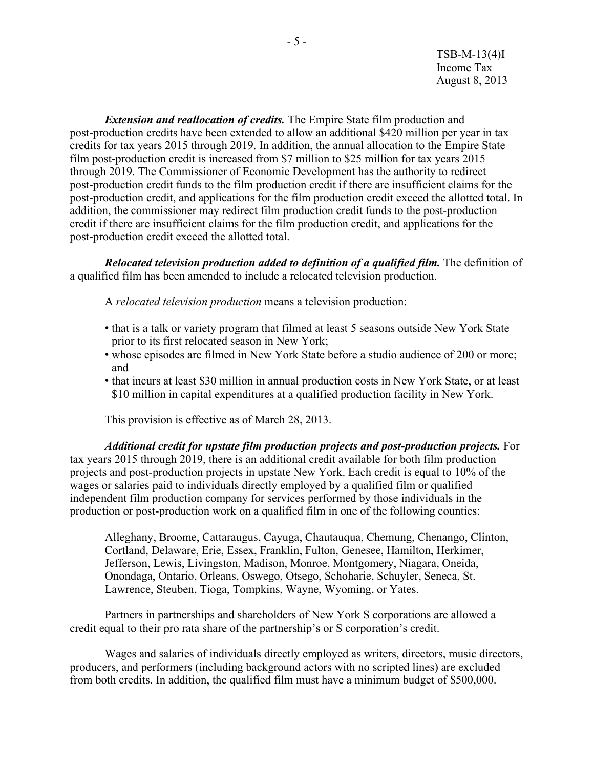***Extension and reallocation of credits.*** The Empire State film production and post-production credits have been extended to allow an additional $420 million per year in tax credits for tax years 2015 through 2019. In addition, the annual allocation to the Empire State film post-production credit is increased from $7 million to $25 million for tax years 2015 through 2019. The Commissioner of Economic Development has the authority to redirect post-production credit funds to the film production credit if there are insufficient claims for the post-production credit, and applications for the film production credit exceed the allotted total. In addition, the commissioner may redirect film production credit funds to the post-production credit if there are insufficient claims for the film production credit, and applications for the post-production credit exceed the allotted total.

***Relocated television production added to definition of a qualified film.*** The definition of a qualified film has been amended to include a relocated television production.

A *relocated television production* means a television production:

- that is a talk or variety program that filmed at least 5 seasons outside New York State prior to its first relocated season in New York;
- whose episodes are filmed in New York State before a studio audience of 200 or more; and
- that incurs at least $30 million in annual production costs in New York State, or at least $10 million in capital expenditures at a qualified production facility in New York.

This provision is effective as of March 28, 2013.

***Additional credit for upstate film production projects and post-production projects.*** For tax years 2015 through 2019, there is an additional credit available for both film production projects and post-production projects in upstate New York. Each credit is equal to 10% of the wages or salaries paid to individuals directly employed by a qualified film or qualified independent film production company for services performed by those individuals in the production or post-production work on a qualified film in one of the following counties:

Alleghany, Broome, Cattaraugus, Cayuga, Chautauqua, Chemung, Chenango, Clinton, Cortland, Delaware, Erie, Essex, Franklin, Fulton, Genesee, Hamilton, Herkimer, Jefferson, Lewis, Livingston, Madison, Monroe, Montgomery, Niagara, Oneida, Onondaga, Ontario, Orleans, Oswego, Otsego, Schoharie, Schuyler, Seneca, St. Lawrence, Steuben, Tioga, Tompkins, Wayne, Wyoming, or Yates.

Partners in partnerships and shareholders of New York S corporations are allowed a credit equal to their pro rata share of the partnership's or S corporation's credit.

Wages and salaries of individuals directly employed as writers, directors, music directors, producers, and performers (including background actors with no scripted lines) are excluded from both credits. In addition, the qualified film must have a minimum budget of $500,000.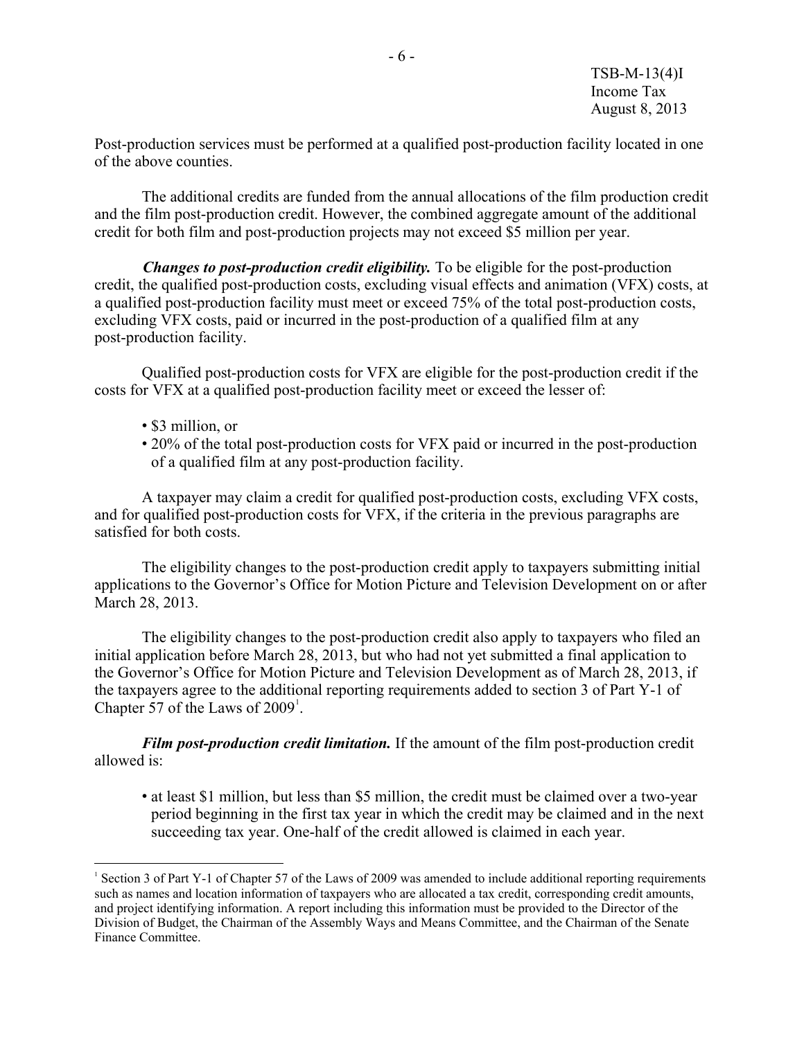Post-production services must be performed at a qualified post-production facility located in one of the above counties.

The additional credits are funded from the annual allocations of the film production credit and the film post-production credit. However, the combined aggregate amount of the additional credit for both film and post-production projects may not exceed $5 million per year.

***Changes to post-production credit eligibility.*** To be eligible for the post-production credit, the qualified post-production costs, excluding visual effects and animation (VFX) costs, at a qualified post-production facility must meet or exceed 75% of the total post-production costs, excluding VFX costs, paid or incurred in the post-production of a qualified film at any post-production facility.

Qualified post-production costs for VFX are eligible for the post-production credit if the costs for VFX at a qualified post-production facility meet or exceed the lesser of:

- $3 million, or
- 20% of the total post-production costs for VFX paid or incurred in the post-production of a qualified film at any post-production facility.

A taxpayer may claim a credit for qualified post-production costs, excluding VFX costs, and for qualified post-production costs for VFX, if the criteria in the previous paragraphs are satisfied for both costs.

The eligibility changes to the post-production credit apply to taxpayers submitting initial applications to the Governor's Office for Motion Picture and Television Development on or after March 28, 2013.

The eligibility changes to the post-production credit also apply to taxpayers who filed an initial application before March 28, 2013, but who had not yet submitted a final application to the Governor's Office for Motion Picture and Television Development as of March 28, 2013, if the taxpayers agree to the additional reporting requirements added to section 3 of Part Y-1 of Chapter 57 of the Laws of 2009[1].

***Film post-production credit limitation.*** If the amount of the film post-production credit allowed is:

- at least $1 million, but less than $5 million, the credit must be claimed over a two-year period beginning in the first tax year in which the credit may be claimed and in the next succeeding tax year. One-half of the credit allowed is claimed in each year.

---

[1] Section 3 of Part Y-1 of Chapter 57 of the Laws of 2009 was amended to include additional reporting requirements such as names and location information of taxpayers who are allocated a tax credit, corresponding credit amounts, and project identifying information. A report including this information must be provided to the Director of the Division of Budget, the Chairman of the Assembly Ways and Means Committee, and the Chairman of the Senate Finance Committee.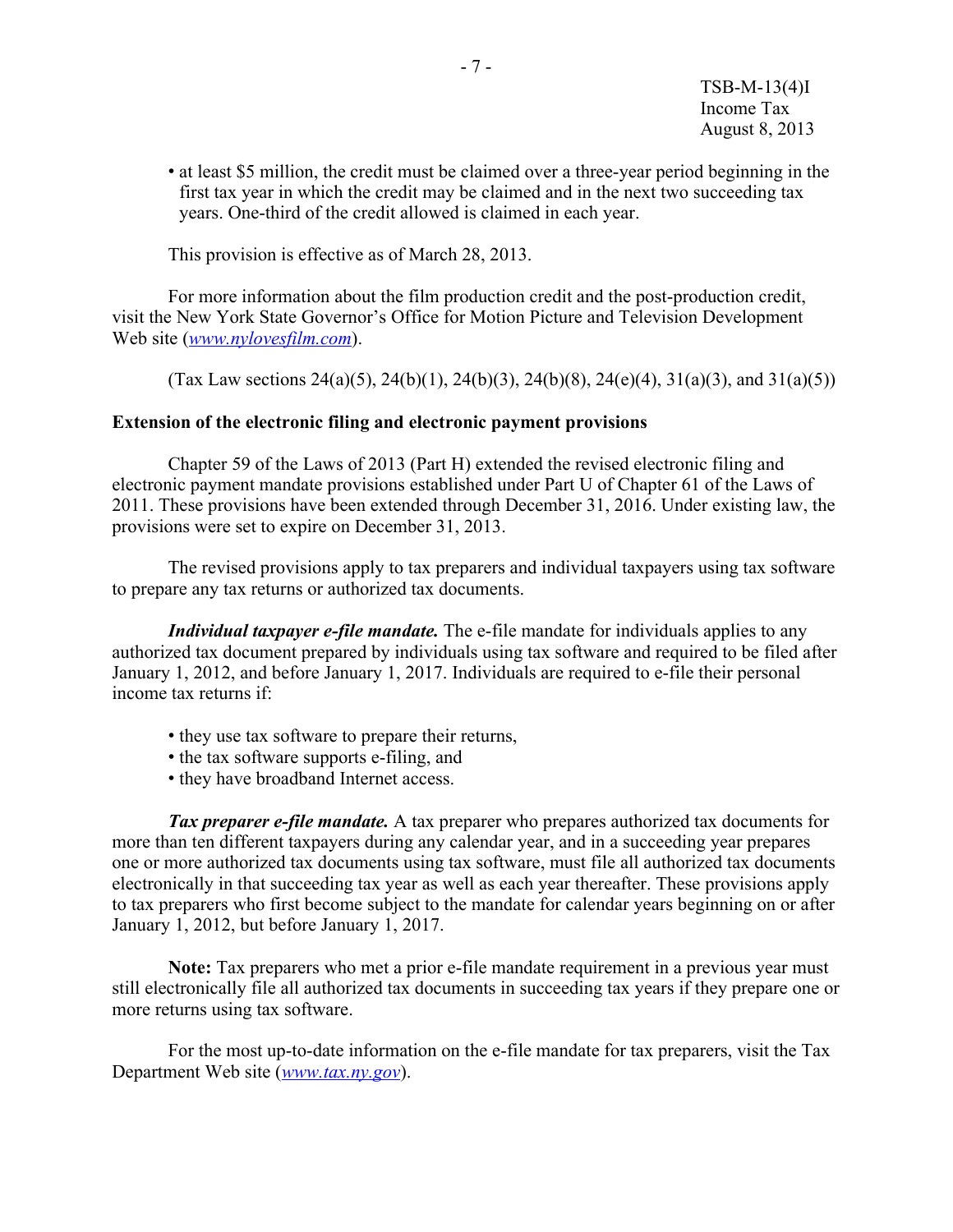- at least $5 million, the credit must be claimed over a three-year period beginning in the first tax year in which the credit may be claimed and in the next two succeeding tax years. One-third of the credit allowed is claimed in each year.

This provision is effective as of March 28, 2013.

For more information about the film production credit and the post-production credit, visit the New York State Governor's Office for Motion Picture and Television Development Web site (*www.nylovesfilm.com*).

(Tax Law sections 24(a)(5), 24(b)(1), 24(b)(3), 24(b)(8), 24(e)(4), 31(a)(3), and 31(a)(5))

**Extension of the electronic filing and electronic payment provisions**

Chapter 59 of the Laws of 2013 (Part H) extended the revised electronic filing and electronic payment mandate provisions established under Part U of Chapter 61 of the Laws of 2011. These provisions have been extended through December 31, 2016. Under existing law, the provisions were set to expire on December 31, 2013.

The revised provisions apply to tax preparers and individual taxpayers using tax software to prepare any tax returns or authorized tax documents.

***Individual taxpayer e-file mandate.*** The e-file mandate for individuals applies to any authorized tax document prepared by individuals using tax software and required to be filed after January 1, 2012, and before January 1, 2017. Individuals are required to e-file their personal income tax returns if:

- they use tax software to prepare their returns,
- the tax software supports e-filing, and
- they have broadband Internet access.

***Tax preparer e-file mandate.*** A tax preparer who prepares authorized tax documents for more than ten different taxpayers during any calendar year, and in a succeeding year prepares one or more authorized tax documents using tax software, must file all authorized tax documents electronically in that succeeding tax year as well as each year thereafter. These provisions apply to tax preparers who first become subject to the mandate for calendar years beginning on or after January 1, 2012, but before January 1, 2017.

**Note:** Tax preparers who met a prior e-file mandate requirement in a previous year must still electronically file all authorized tax documents in succeeding tax years if they prepare one or more returns using tax software.

For the most up-to-date information on the e-file mandate for tax preparers, visit the Tax Department Web site (*www.tax.ny.gov*).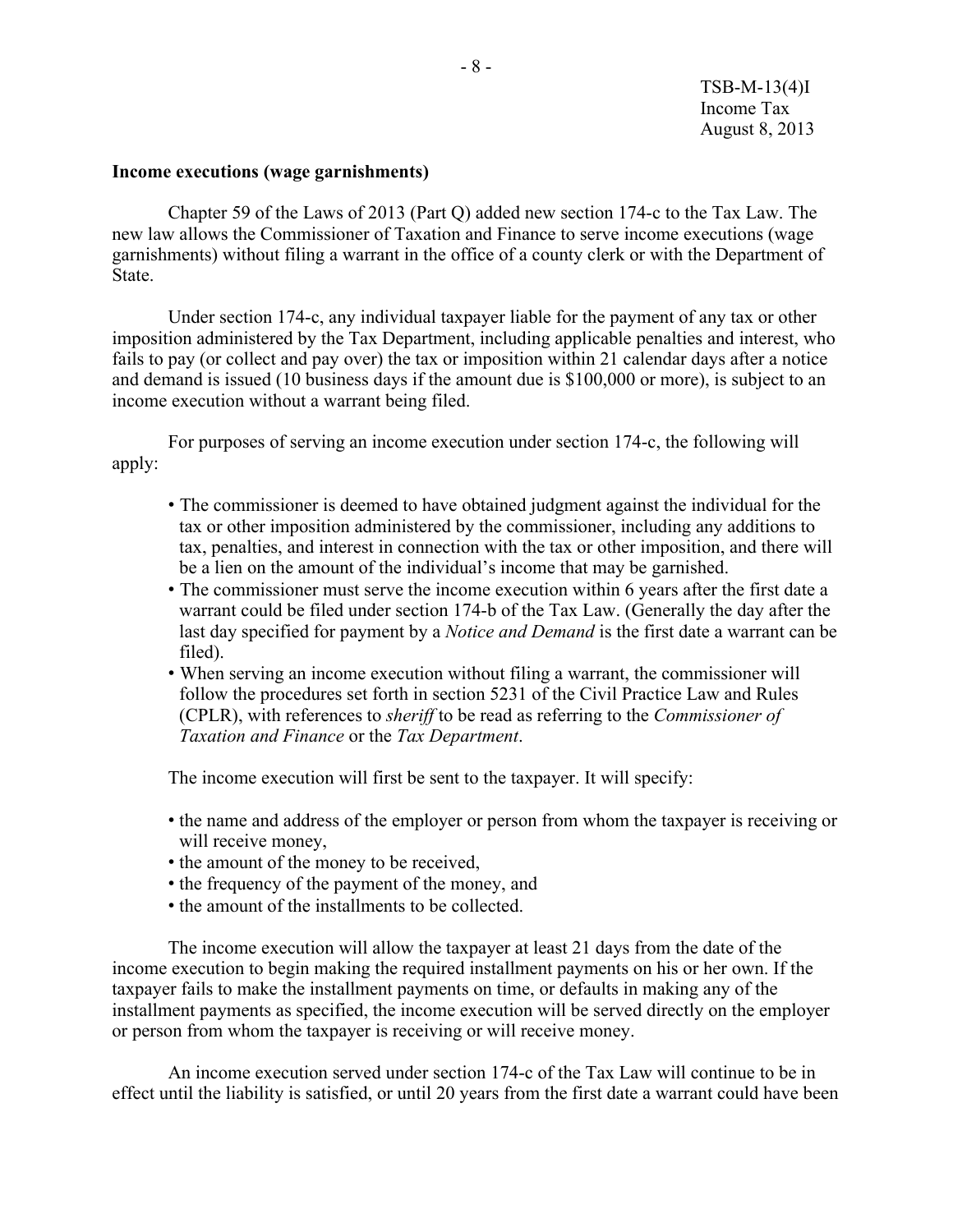**Income executions (wage garnishments)**

Chapter 59 of the Laws of 2013 (Part Q) added new section 174-c to the Tax Law. The new law allows the Commissioner of Taxation and Finance to serve income executions (wage garnishments) without filing a warrant in the office of a county clerk or with the Department of State.

Under section 174-c, any individual taxpayer liable for the payment of any tax or other imposition administered by the Tax Department, including applicable penalties and interest, who fails to pay (or collect and pay over) the tax or imposition within 21 calendar days after a notice and demand is issued (10 business days if the amount due is $100,000 or more), is subject to an income execution without a warrant being filed.

For purposes of serving an income execution under section 174-c, the following will apply:

- The commissioner is deemed to have obtained judgment against the individual for the tax or other imposition administered by the commissioner, including any additions to tax, penalties, and interest in connection with the tax or other imposition, and there will be a lien on the amount of the individual's income that may be garnished.
- The commissioner must serve the income execution within 6 years after the first date a warrant could be filed under section 174-b of the Tax Law. (Generally the day after the last day specified for payment by a *Notice and Demand* is the first date a warrant can be filed).
- When serving an income execution without filing a warrant, the commissioner will follow the procedures set forth in section 5231 of the Civil Practice Law and Rules (CPLR), with references to *sheriff* to be read as referring to the *Commissioner of Taxation and Finance* or the *Tax Department*.

The income execution will first be sent to the taxpayer. It will specify:

- the name and address of the employer or person from whom the taxpayer is receiving or will receive money,
- the amount of the money to be received,
- the frequency of the payment of the money, and
- the amount of the installments to be collected.

The income execution will allow the taxpayer at least 21 days from the date of the income execution to begin making the required installment payments on his or her own. If the taxpayer fails to make the installment payments on time, or defaults in making any of the installment payments as specified, the income execution will be served directly on the employer or person from whom the taxpayer is receiving or will receive money.

An income execution served under section 174-c of the Tax Law will continue to be in effect until the liability is satisfied, or until 20 years from the first date a warrant could have been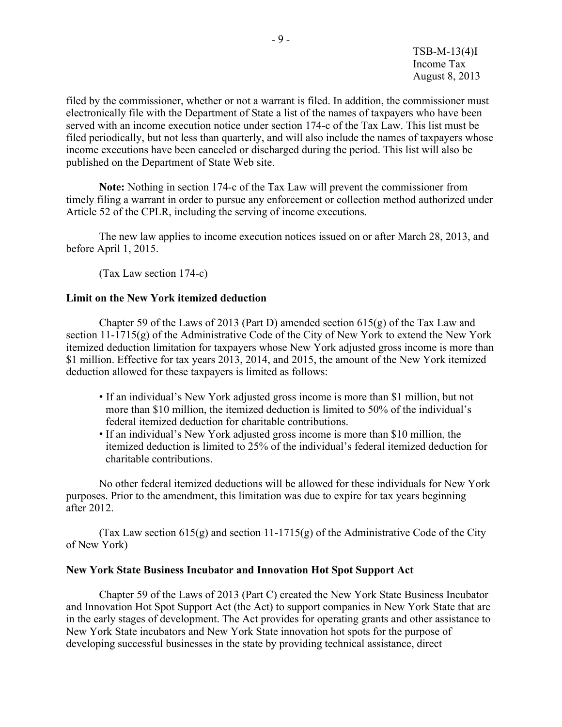filed by the commissioner, whether or not a warrant is filed. In addition, the commissioner must electronically file with the Department of State a list of the names of taxpayers who have been served with an income execution notice under section 174-c of the Tax Law. This list must be filed periodically, but not less than quarterly, and will also include the names of taxpayers whose income executions have been canceled or discharged during the period. This list will also be published on the Department of State Web site.

**Note:** Nothing in section 174-c of the Tax Law will prevent the commissioner from timely filing a warrant in order to pursue any enforcement or collection method authorized under Article 52 of the CPLR, including the serving of income executions.

The new law applies to income execution notices issued on or after March 28, 2013, and before April 1, 2015.

(Tax Law section 174-c)

**Limit on the New York itemized deduction**

Chapter 59 of the Laws of 2013 (Part D) amended section 615(g) of the Tax Law and section 11-1715(g) of the Administrative Code of the City of New York to extend the New York itemized deduction limitation for taxpayers whose New York adjusted gross income is more than $1 million. Effective for tax years 2013, 2014, and 2015, the amount of the New York itemized deduction allowed for these taxpayers is limited as follows:

- If an individual's New York adjusted gross income is more than $1 million, but not more than $10 million, the itemized deduction is limited to 50% of the individual's federal itemized deduction for charitable contributions.
- If an individual's New York adjusted gross income is more than $10 million, the itemized deduction is limited to 25% of the individual's federal itemized deduction for charitable contributions.

No other federal itemized deductions will be allowed for these individuals for New York purposes. Prior to the amendment, this limitation was due to expire for tax years beginning after 2012.

(Tax Law section 615(g) and section 11-1715(g) of the Administrative Code of the City of New York)

**New York State Business Incubator and Innovation Hot Spot Support Act**

Chapter 59 of the Laws of 2013 (Part C) created the New York State Business Incubator and Innovation Hot Spot Support Act (the Act) to support companies in New York State that are in the early stages of development. The Act provides for operating grants and other assistance to New York State incubators and New York State innovation hot spots for the purpose of developing successful businesses in the state by providing technical assistance, direct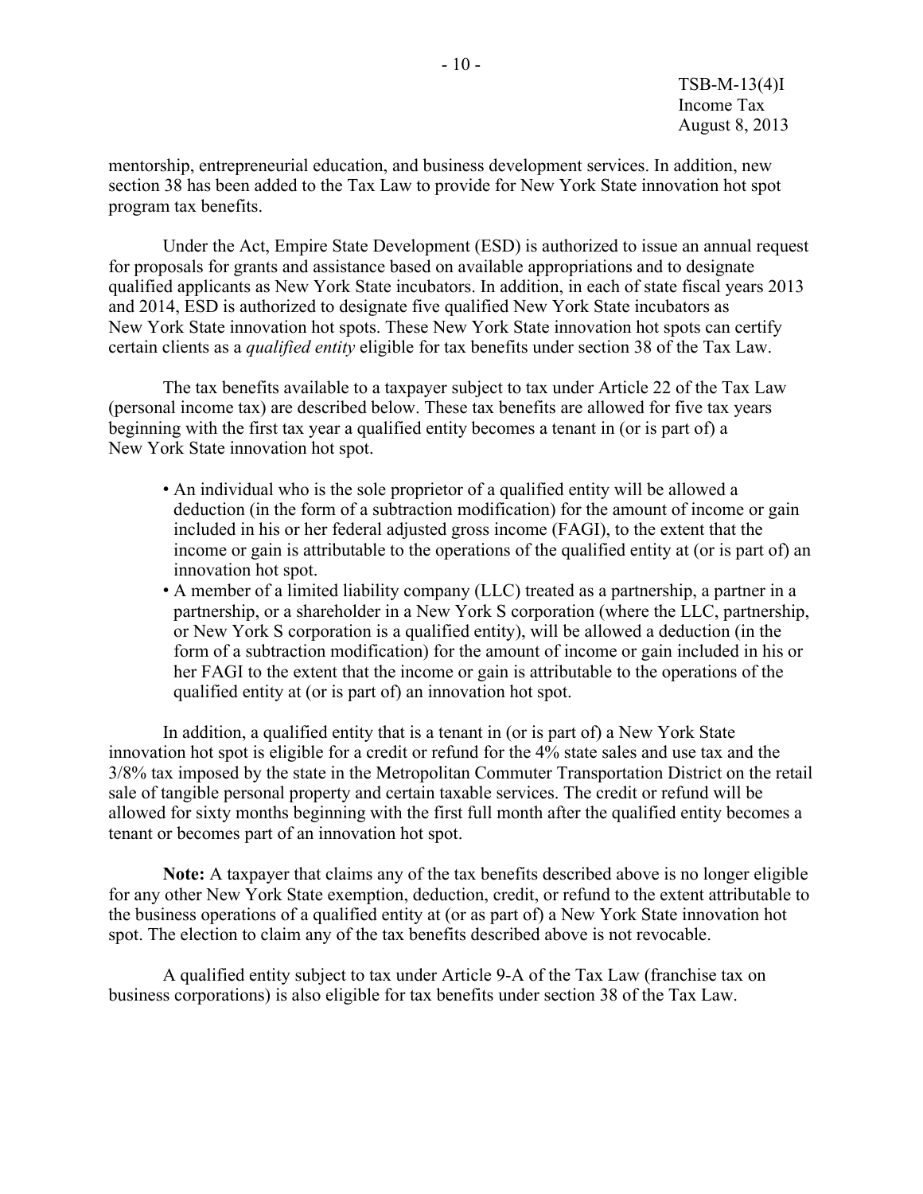mentorship, entrepreneurial education, and business development services. In addition, new section 38 has been added to the Tax Law to provide for New York State innovation hot spot program tax benefits.

Under the Act, Empire State Development (ESD) is authorized to issue an annual request for proposals for grants and assistance based on available appropriations and to designate qualified applicants as New York State incubators. In addition, in each of state fiscal years 2013 and 2014, ESD is authorized to designate five qualified New York State incubators as New York State innovation hot spots. These New York State innovation hot spots can certify certain clients as a *qualified entity* eligible for tax benefits under section 38 of the Tax Law.

The tax benefits available to a taxpayer subject to tax under Article 22 of the Tax Law (personal income tax) are described below. These tax benefits are allowed for five tax years beginning with the first tax year a qualified entity becomes a tenant in (or is part of) a New York State innovation hot spot.

- An individual who is the sole proprietor of a qualified entity will be allowed a deduction (in the form of a subtraction modification) for the amount of income or gain included in his or her federal adjusted gross income (FAGI), to the extent that the income or gain is attributable to the operations of the qualified entity at (or is part of) an innovation hot spot.
- A member of a limited liability company (LLC) treated as a partnership, a partner in a partnership, or a shareholder in a New York S corporation (where the LLC, partnership, or New York S corporation is a qualified entity), will be allowed a deduction (in the form of a subtraction modification) for the amount of income or gain included in his or her FAGI to the extent that the income or gain is attributable to the operations of the qualified entity at (or is part of) an innovation hot spot.

In addition, a qualified entity that is a tenant in (or is part of) a New York State innovation hot spot is eligible for a credit or refund for the 4% state sales and use tax and the 3/8% tax imposed by the state in the Metropolitan Commuter Transportation District on the retail sale of tangible personal property and certain taxable services. The credit or refund will be allowed for sixty months beginning with the first full month after the qualified entity becomes a tenant or becomes part of an innovation hot spot.

**Note:** A taxpayer that claims any of the tax benefits described above is no longer eligible for any other New York State exemption, deduction, credit, or refund to the extent attributable to the business operations of a qualified entity at (or as part of) a New York State innovation hot spot. The election to claim any of the tax benefits described above is not revocable.

A qualified entity subject to tax under Article 9-A of the Tax Law (franchise tax on business corporations) is also eligible for tax benefits under section 38 of the Tax Law.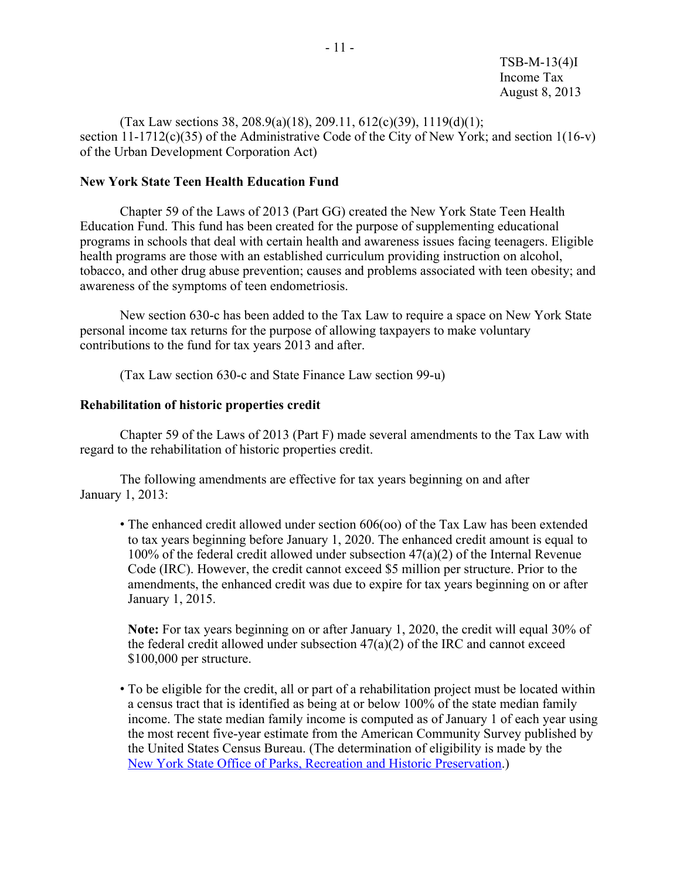(Tax Law sections 38, 208.9(a)(18), 209.11, 612(c)(39), 1119(d)(1); section 11-1712(c)(35) of the Administrative Code of the City of New York; and section 1(16-v) of the Urban Development Corporation Act)

**New York State Teen Health Education Fund**

Chapter 59 of the Laws of 2013 (Part GG) created the New York State Teen Health Education Fund. This fund has been created for the purpose of supplementing educational programs in schools that deal with certain health and awareness issues facing teenagers. Eligible health programs are those with an established curriculum providing instruction on alcohol, tobacco, and other drug abuse prevention; causes and problems associated with teen obesity; and awareness of the symptoms of teen endometriosis.

New section 630-c has been added to the Tax Law to require a space on New York State personal income tax returns for the purpose of allowing taxpayers to make voluntary contributions to the fund for tax years 2013 and after.

(Tax Law section 630-c and State Finance Law section 99-u)

**Rehabilitation of historic properties credit**

Chapter 59 of the Laws of 2013 (Part F) made several amendments to the Tax Law with regard to the rehabilitation of historic properties credit.

The following amendments are effective for tax years beginning on and after January 1, 2013:

- The enhanced credit allowed under section 606(oo) of the Tax Law has been extended to tax years beginning before January 1, 2020. The enhanced credit amount is equal to 100% of the federal credit allowed under subsection 47(a)(2) of the Internal Revenue Code (IRC). However, the credit cannot exceed $5 million per structure. Prior to the amendments, the enhanced credit was due to expire for tax years beginning on or after January 1, 2015.

  **Note:** For tax years beginning on or after January 1, 2020, the credit will equal 30% of the federal credit allowed under subsection 47(a)(2) of the IRC and cannot exceed $100,000 per structure.

- To be eligible for the credit, all or part of a rehabilitation project must be located within a census tract that is identified as being at or below 100% of the state median family income. The state median family income is computed as of January 1 of each year using the most recent five-year estimate from the American Community Survey published by the United States Census Bureau. (The determination of eligibility is made by the New York State Office of Parks, Recreation and Historic Preservation.)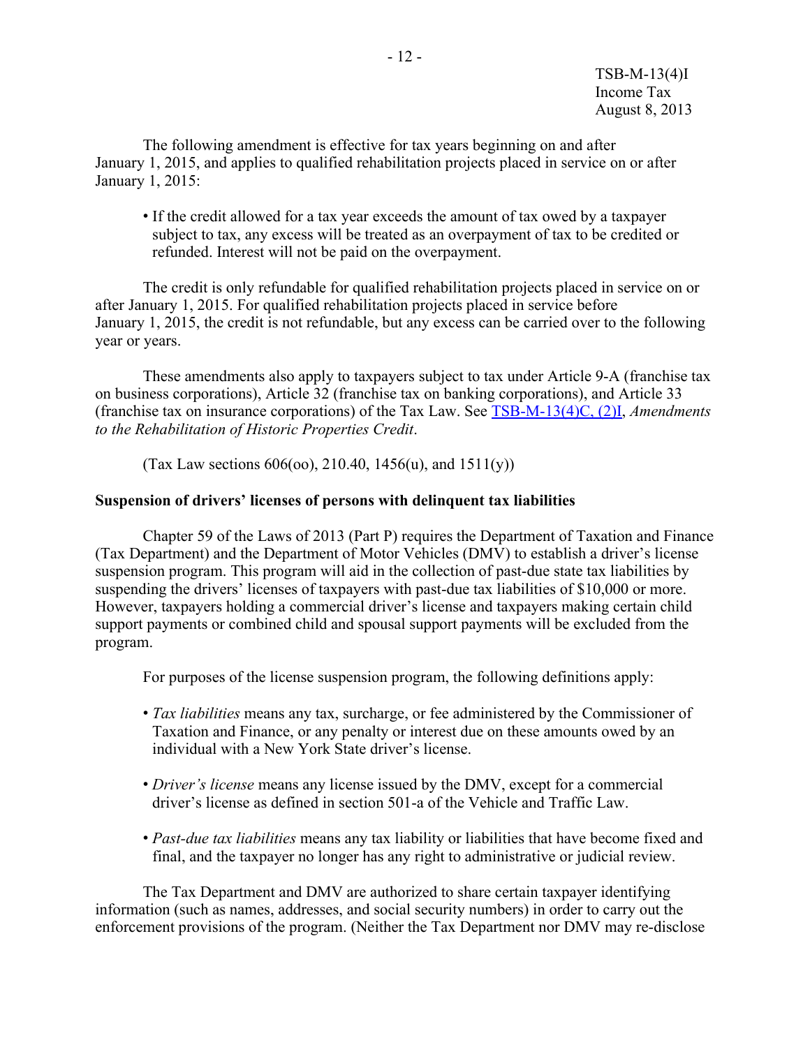The following amendment is effective for tax years beginning on and after January 1, 2015, and applies to qualified rehabilitation projects placed in service on or after January 1, 2015:

- If the credit allowed for a tax year exceeds the amount of tax owed by a taxpayer subject to tax, any excess will be treated as an overpayment of tax to be credited or refunded. Interest will not be paid on the overpayment.

The credit is only refundable for qualified rehabilitation projects placed in service on or after January 1, 2015. For qualified rehabilitation projects placed in service before January 1, 2015, the credit is not refundable, but any excess can be carried over to the following year or years.

These amendments also apply to taxpayers subject to tax under Article 9-A (franchise tax on business corporations), Article 32 (franchise tax on banking corporations), and Article 33 (franchise tax on insurance corporations) of the Tax Law. See TSB-M-13(4)C, (2)I, *Amendments to the Rehabilitation of Historic Properties Credit*.

(Tax Law sections 606(oo), 210.40, 1456(u), and 1511(y))

**Suspension of drivers' licenses of persons with delinquent tax liabilities**

Chapter 59 of the Laws of 2013 (Part P) requires the Department of Taxation and Finance (Tax Department) and the Department of Motor Vehicles (DMV) to establish a driver's license suspension program. This program will aid in the collection of past-due state tax liabilities by suspending the drivers' licenses of taxpayers with past-due tax liabilities of $10,000 or more. However, taxpayers holding a commercial driver's license and taxpayers making certain child support payments or combined child and spousal support payments will be excluded from the program.

For purposes of the license suspension program, the following definitions apply:

- *Tax liabilities* means any tax, surcharge, or fee administered by the Commissioner of Taxation and Finance, or any penalty or interest due on these amounts owed by an individual with a New York State driver's license.
- *Driver's license* means any license issued by the DMV, except for a commercial driver's license as defined in section 501-a of the Vehicle and Traffic Law.
- *Past-due tax liabilities* means any tax liability or liabilities that have become fixed and final, and the taxpayer no longer has any right to administrative or judicial review.

The Tax Department and DMV are authorized to share certain taxpayer identifying information (such as names, addresses, and social security numbers) in order to carry out the enforcement provisions of the program. (Neither the Tax Department nor DMV may re-disclose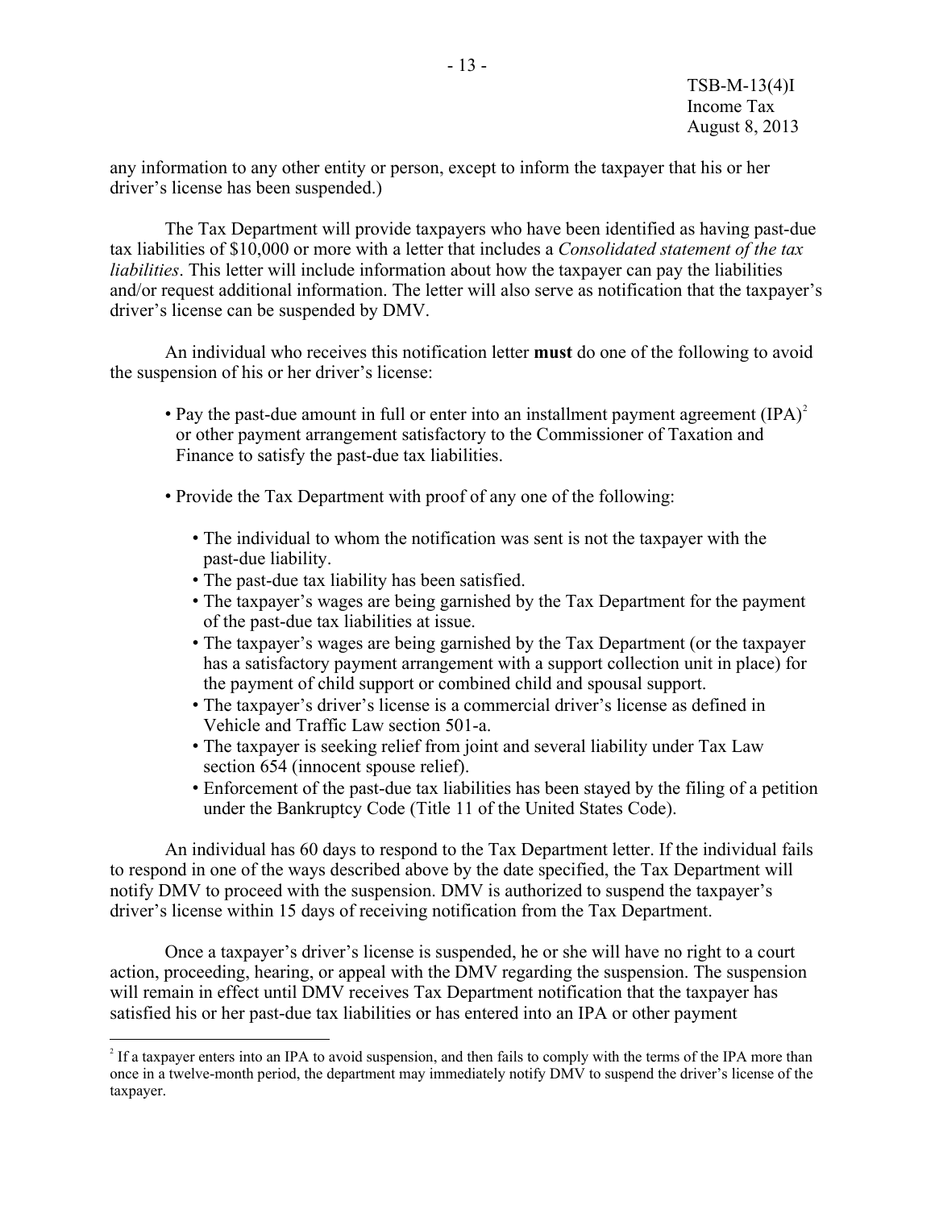any information to any other entity or person, except to inform the taxpayer that his or her driver's license has been suspended.)

The Tax Department will provide taxpayers who have been identified as having past-due tax liabilities of $10,000 or more with a letter that includes a *Consolidated statement of the tax liabilities*. This letter will include information about how the taxpayer can pay the liabilities and/or request additional information. The letter will also serve as notification that the taxpayer's driver's license can be suspended by DMV.

An individual who receives this notification letter **must** do one of the following to avoid the suspension of his or her driver's license:

- Pay the past-due amount in full or enter into an installment payment agreement (IPA)[2] or other payment arrangement satisfactory to the Commissioner of Taxation and Finance to satisfy the past-due tax liabilities.
- Provide the Tax Department with proof of any one of the following:
  - The individual to whom the notification was sent is not the taxpayer with the past-due liability.
  - The past-due tax liability has been satisfied.
  - The taxpayer's wages are being garnished by the Tax Department for the payment of the past-due tax liabilities at issue.
  - The taxpayer's wages are being garnished by the Tax Department (or the taxpayer has a satisfactory payment arrangement with a support collection unit in place) for the payment of child support or combined child and spousal support.
  - The taxpayer's driver's license is a commercial driver's license as defined in Vehicle and Traffic Law section 501-a.
  - The taxpayer is seeking relief from joint and several liability under Tax Law section 654 (innocent spouse relief).
  - Enforcement of the past-due tax liabilities has been stayed by the filing of a petition under the Bankruptcy Code (Title 11 of the United States Code).

An individual has 60 days to respond to the Tax Department letter. If the individual fails to respond in one of the ways described above by the date specified, the Tax Department will notify DMV to proceed with the suspension. DMV is authorized to suspend the taxpayer's driver's license within 15 days of receiving notification from the Tax Department.

Once a taxpayer's driver's license is suspended, he or she will have no right to a court action, proceeding, hearing, or appeal with the DMV regarding the suspension. The suspension will remain in effect until DMV receives Tax Department notification that the taxpayer has satisfied his or her past-due tax liabilities or has entered into an IPA or other payment

[2] If a taxpayer enters into an IPA to avoid suspension, and then fails to comply with the terms of the IPA more than once in a twelve-month period, the department may immediately notify DMV to suspend the driver's license of the taxpayer.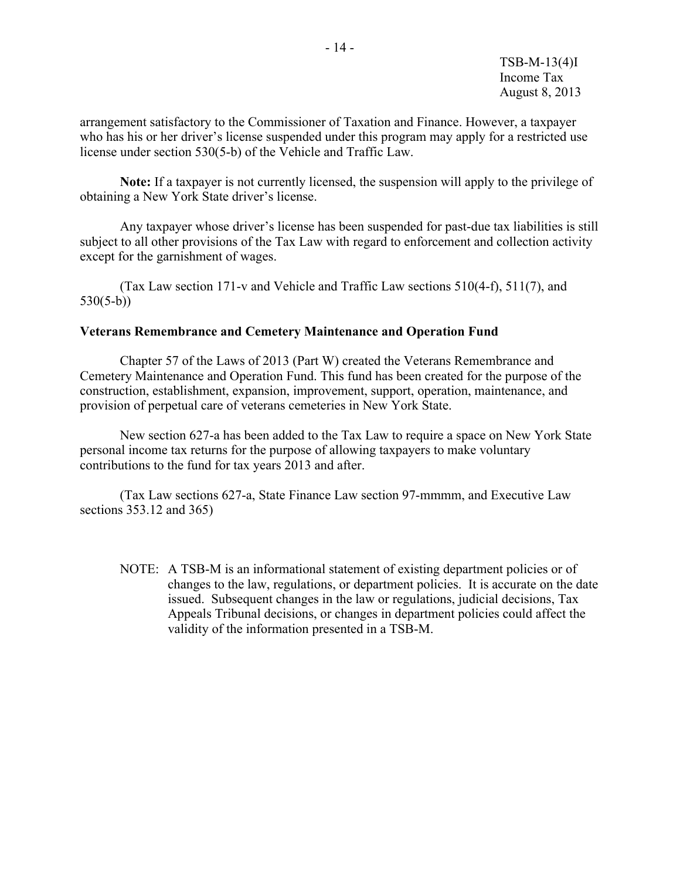arrangement satisfactory to the Commissioner of Taxation and Finance. However, a taxpayer who has his or her driver's license suspended under this program may apply for a restricted use license under section 530(5-b) of the Vehicle and Traffic Law.

**Note:** If a taxpayer is not currently licensed, the suspension will apply to the privilege of obtaining a New York State driver's license.

Any taxpayer whose driver's license has been suspended for past-due tax liabilities is still subject to all other provisions of the Tax Law with regard to enforcement and collection activity except for the garnishment of wages.

(Tax Law section 171-v and Vehicle and Traffic Law sections 510(4-f), 511(7), and 530(5-b))

**Veterans Remembrance and Cemetery Maintenance and Operation Fund**

Chapter 57 of the Laws of 2013 (Part W) created the Veterans Remembrance and Cemetery Maintenance and Operation Fund. This fund has been created for the purpose of the construction, establishment, expansion, improvement, support, operation, maintenance, and provision of perpetual care of veterans cemeteries in New York State.

New section 627-a has been added to the Tax Law to require a space on New York State personal income tax returns for the purpose of allowing taxpayers to make voluntary contributions to the fund for tax years 2013 and after.

(Tax Law sections 627-a, State Finance Law section 97-mmmm, and Executive Law sections 353.12 and 365)

NOTE: A TSB-M is an informational statement of existing department policies or of changes to the law, regulations, or department policies. It is accurate on the date issued. Subsequent changes in the law or regulations, judicial decisions, Tax Appeals Tribunal decisions, or changes in department policies could affect the validity of the information presented in a TSB-M.